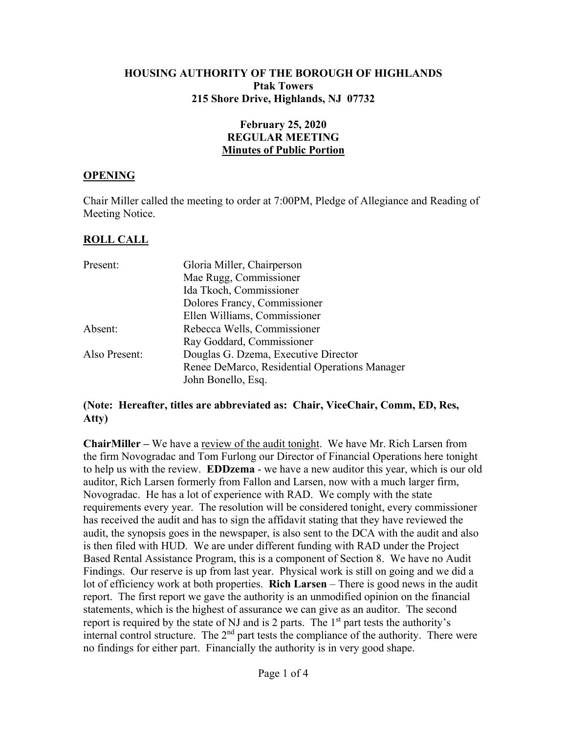**HOUSING AUTHORITY OF THE BOROUGH OF HIGHLANDS**
**Ptak Towers**
**215 Shore Drive, Highlands, NJ 07732**

**February 25, 2020**
**REGULAR MEETING**
**Minutes of Public Portion**

## OPENING

Chair Miller called the meeting to order at 7:00PM, Pledge of Allegiance and Reading of Meeting Notice.

## ROLL CALL

| | |
|---|---|
| Present: | Gloria Miller, Chairperson |
| | Mae Rugg, Commissioner |
| | Ida Tkoch, Commissioner |
| | Dolores Francy, Commissioner |
| | Ellen Williams, Commissioner |
| Absent: | Rebecca Wells, Commissioner |
| | Ray Goddard, Commissioner |
| Also Present: | Douglas G. Dzema, Executive Director |
| | Renee DeMarco, Residential Operations Manager |
| | John Bonello, Esq. |

**(Note: Hereafter, titles are abbreviated as: Chair, ViceChair, Comm, ED, Res, Atty)**

**ChairMiller –** We have a review of the audit tonight. We have Mr. Rich Larsen from the firm Novogradac and Tom Furlong our Director of Financial Operations here tonight to help us with the review. **EDDzema** - we have a new auditor this year, which is our old auditor, Rich Larsen formerly from Fallon and Larsen, now with a much larger firm, Novogradac. He has a lot of experience with RAD. We comply with the state requirements every year. The resolution will be considered tonight, every commissioner has received the audit and has to sign the affidavit stating that they have reviewed the audit, the synopsis goes in the newspaper, is also sent to the DCA with the audit and also is then filed with HUD. We are under different funding with RAD under the Project Based Rental Assistance Program, this is a component of Section 8. We have no Audit Findings. Our reserve is up from last year. Physical work is still on going and we did a lot of efficiency work at both properties. **Rich Larsen** – There is good news in the audit report. The first report we gave the authority is an unmodified opinion on the financial statements, which is the highest of assurance we can give as an auditor. The second report is required by the state of NJ and is 2 parts. The 1st part tests the authority's internal control structure. The 2nd part tests the compliance of the authority. There were no findings for either part. Financially the authority is in very good shape.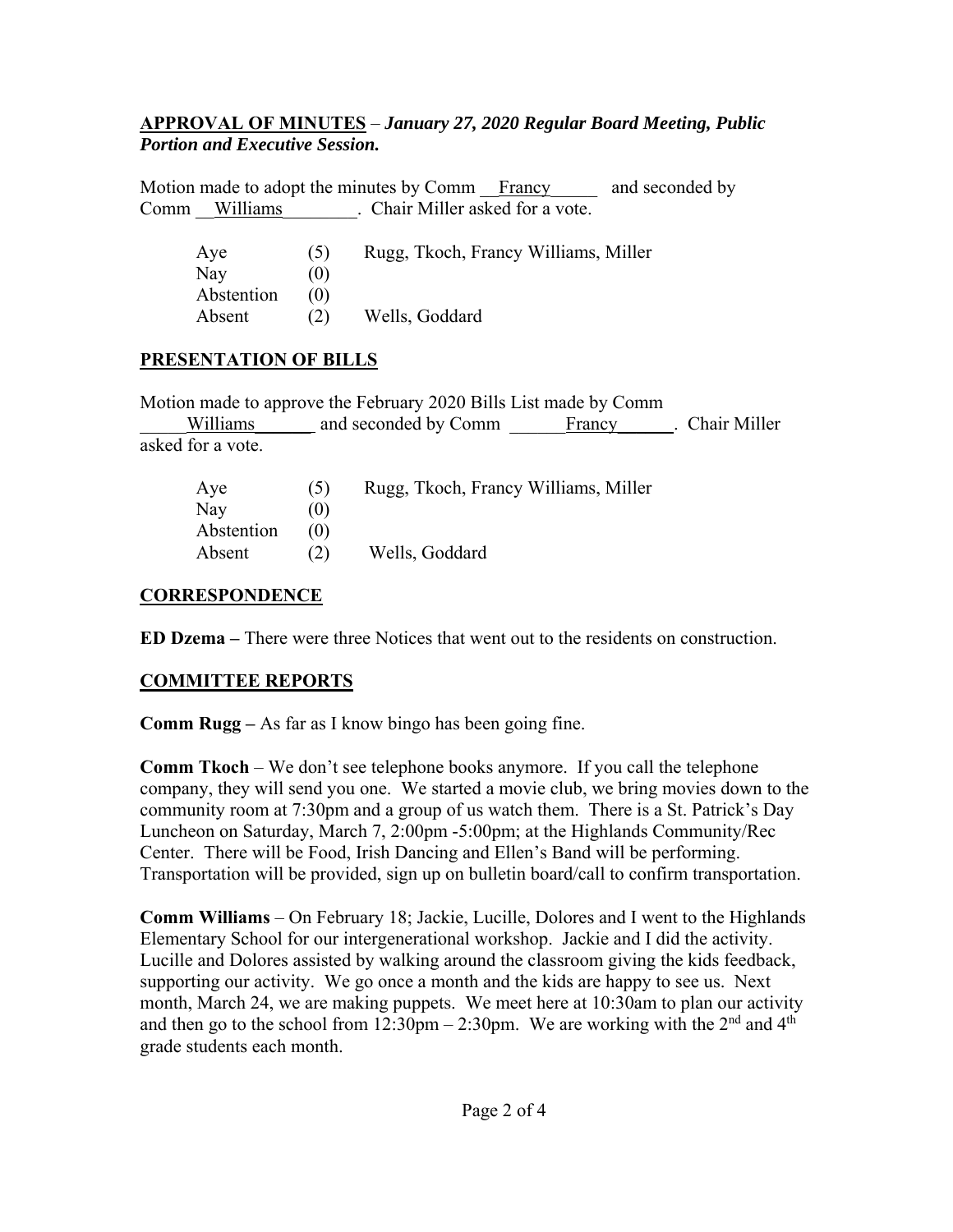**APPROVAL OF MINUTES** – ***January 27, 2020 Regular Board Meeting, Public Portion and Executive Session.***

Motion made to adopt the minutes by Comm Francy and seconded by Comm Williams. Chair Miller asked for a vote.

| | | |
|---|---|---|
| Aye | (5) | Rugg, Tkoch, Francy Williams, Miller |
| Nay | (0) | |
| Abstention | (0) | |
| Absent | (2) | Wells, Goddard |

**PRESENTATION OF BILLS**

Motion made to approve the February 2020 Bills List made by Comm Williams and seconded by Comm Francy. Chair Miller asked for a vote.

| | | |
|---|---|---|
| Aye | (5) | Rugg, Tkoch, Francy Williams, Miller |
| Nay | (0) | |
| Abstention | (0) | |
| Absent | (2) | Wells, Goddard |

**CORRESPONDENCE**

**ED Dzema –** There were three Notices that went out to the residents on construction.

**COMMITTEE REPORTS**

**Comm Rugg –** As far as I know bingo has been going fine.

**Comm Tkoch** – We don't see telephone books anymore. If you call the telephone company, they will send you one. We started a movie club, we bring movies down to the community room at 7:30pm and a group of us watch them. There is a St. Patrick's Day Luncheon on Saturday, March 7, 2:00pm -5:00pm; at the Highlands Community/Rec Center. There will be Food, Irish Dancing and Ellen's Band will be performing. Transportation will be provided, sign up on bulletin board/call to confirm transportation.

**Comm Williams** – On February 18; Jackie, Lucille, Dolores and I went to the Highlands Elementary School for our intergenerational workshop. Jackie and I did the activity. Lucille and Dolores assisted by walking around the classroom giving the kids feedback, supporting our activity. We go once a month and the kids are happy to see us. Next month, March 24, we are making puppets. We meet here at 10:30am to plan our activity and then go to the school from 12:30pm – 2:30pm. We are working with the 2nd and 4th grade students each month.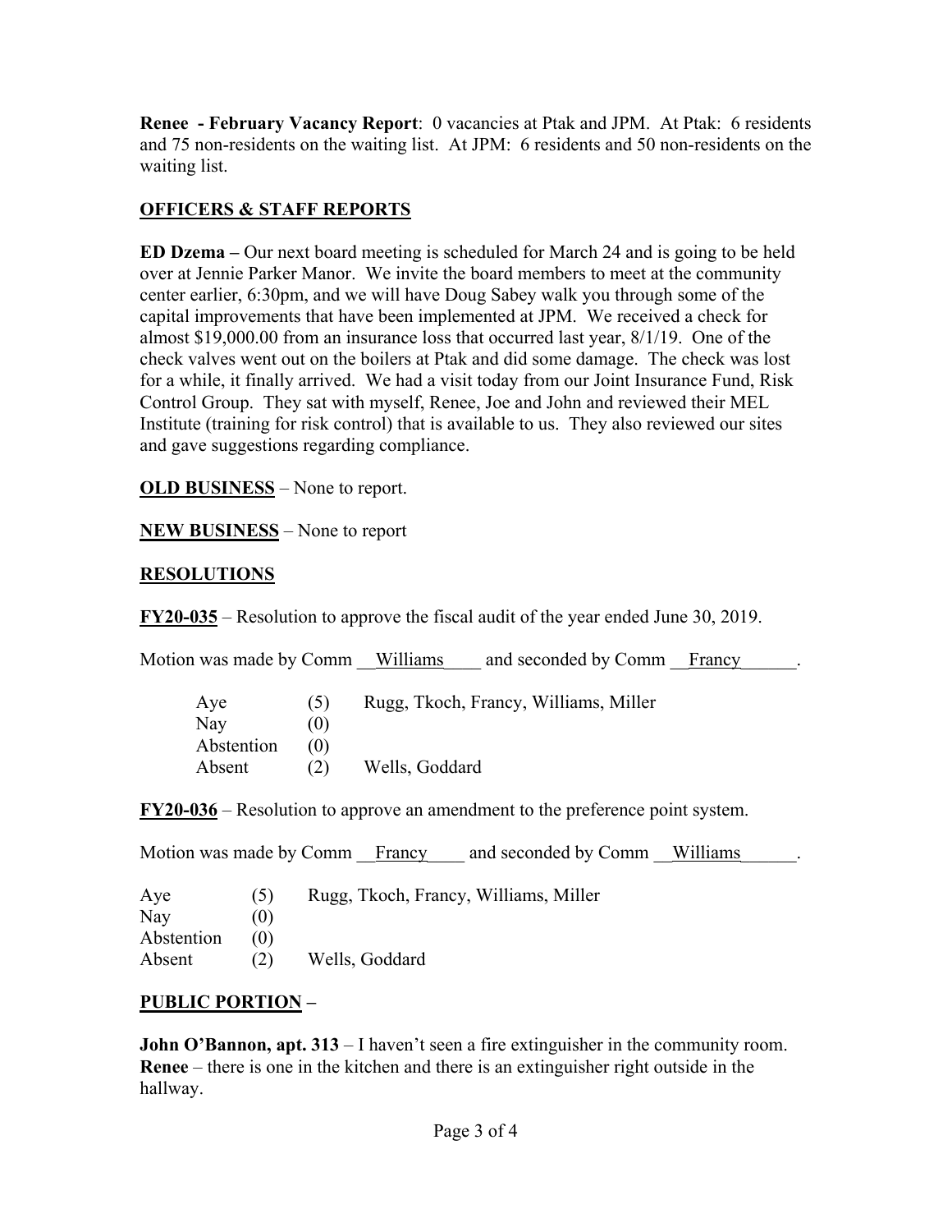**Renee - February Vacancy Report**: 0 vacancies at Ptak and JPM. At Ptak: 6 residents and 75 non-residents on the waiting list. At JPM: 6 residents and 50 non-residents on the waiting list.

## OFFICERS & STAFF REPORTS

**ED Dzema –** Our next board meeting is scheduled for March 24 and is going to be held over at Jennie Parker Manor. We invite the board members to meet at the community center earlier, 6:30pm, and we will have Doug Sabey walk you through some of the capital improvements that have been implemented at JPM. We received a check for almost $19,000.00 from an insurance loss that occurred last year, 8/1/19. One of the check valves went out on the boilers at Ptak and did some damage. The check was lost for a while, it finally arrived. We had a visit today from our Joint Insurance Fund, Risk Control Group. They sat with myself, Renee, Joe and John and reviewed their MEL Institute (training for risk control) that is available to us. They also reviewed our sites and gave suggestions regarding compliance.

**OLD BUSINESS** – None to report.

**NEW BUSINESS** – None to report

## RESOLUTIONS

**FY20-035** – Resolution to approve the fiscal audit of the year ended June 30, 2019.

Motion was made by Comm __Williams____ and seconded by Comm __Francy______.

| | | |
|---|---|---|
| Aye | (5) | Rugg, Tkoch, Francy, Williams, Miller |
| Nay | (0) | |
| Abstention | (0) | |
| Absent | (2) | Wells, Goddard |

**FY20-036** – Resolution to approve an amendment to the preference point system.

Motion was made by Comm __Francy____ and seconded by Comm __Williams______.

| | | |
|---|---|---|
| Aye | (5) | Rugg, Tkoch, Francy, Williams, Miller |
| Nay | (0) | |
| Abstention | (0) | |
| Absent | (2) | Wells, Goddard |

## PUBLIC PORTION –

**John O'Bannon, apt. 313** – I haven't seen a fire extinguisher in the community room.
**Renee** – there is one in the kitchen and there is an extinguisher right outside in the hallway.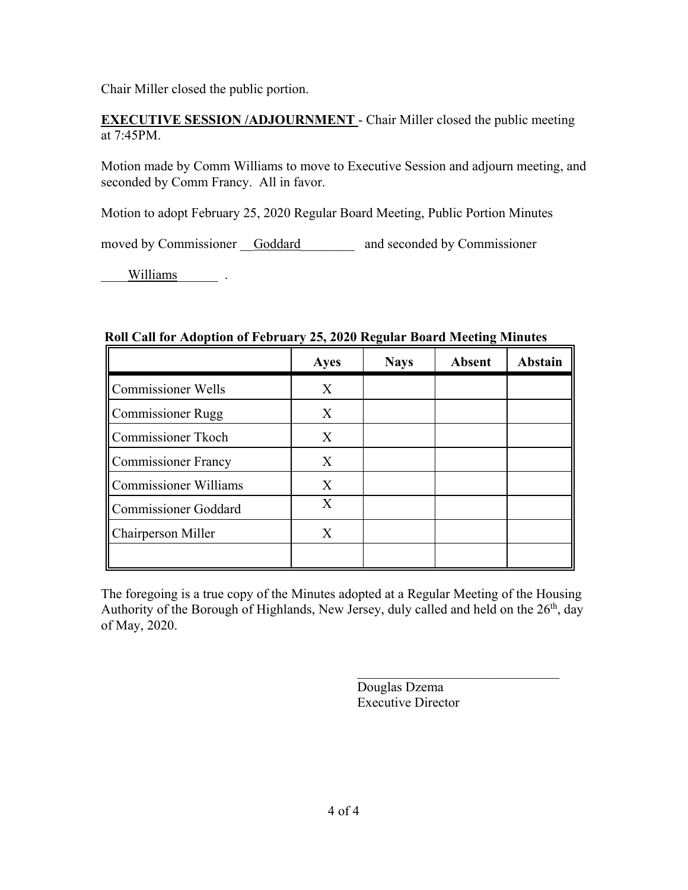Chair Miller closed the public portion.

**EXECUTIVE SESSION /ADJOURNMENT** - Chair Miller closed the public meeting at 7:45PM.

Motion made by Comm Williams to move to Executive Session and adjourn meeting, and seconded by Comm Francy. All in favor.

Motion to adopt February 25, 2020 Regular Board Meeting, Public Portion Minutes

moved by Commissioner __Goddard________ and seconded by Commissioner

____Williams______ .

**Roll Call for Adoption of February 25, 2020 Regular Board Meeting Minutes**

| | Ayes | Nays | Absent | Abstain |
|---|---|---|---|---|
| Commissioner Wells | X | | | |
| Commissioner Rugg | X | | | |
| Commissioner Tkoch | X | | | |
| Commissioner Francy | X | | | |
| Commissioner Williams | X | | | |
| Commissioner Goddard | X | | | |
| Chairperson Miller | X | | | |
| | | | | |

The foregoing is a true copy of the Minutes adopted at a Regular Meeting of the Housing Authority of the Borough of Highlands, New Jersey, duly called and held on the 26th, day of May, 2020.

Douglas Dzema
Executive Director